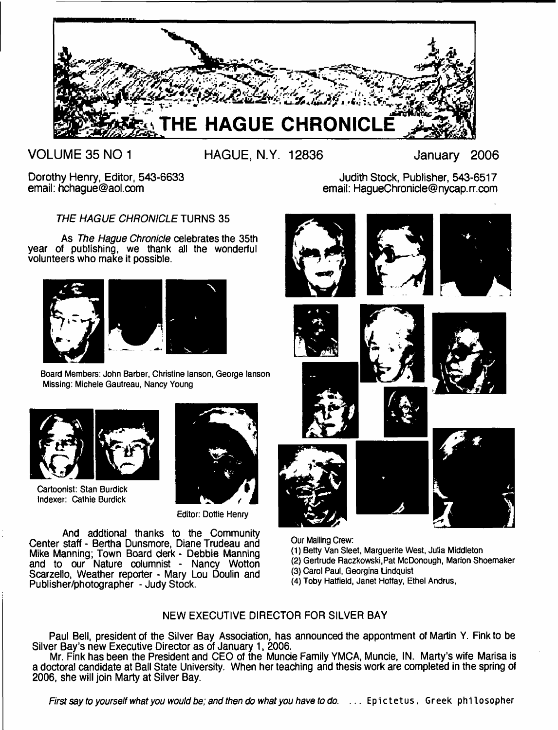# THE HAGUE CHRONICLE

VOLUME 35 NO 1 HAGUE, N.Y. 12836 January 2006

Dorothy Henry, Editor, 543-6633
email: hchague@aol.com

Judith Stock, Publisher, 543-6517
email: HagueChronicle@nycap.rr.com

## *THE HAGUE CHRONICLE* TURNS 35

As *The Hague Chronicle* celebrates the 35th year of publishing, we thank all the wonderful volunteers who make it possible.

Board Members: John Barber, Christine Ianson, George Ianson
Missing: Michele Gautreau, Nancy Young

Cartoonist: Stan Burdick
Indexer: Cathie Burdick

Editor: Dottie Henry

And addtional thanks to the Community Center staff - Bertha Dunsmore, Diane Trudeau and Mike Manning; Town Board clerk - Debbie Manning and to our Nature columnist - Nancy Wotton Scarzello, Weather reporter - Mary Lou Doulin and Publisher/photographer - Judy Stock.

Our Mailing Crew:
(1) Betty Van Sleet, Marguerite West, Julia Middleton
(2) Gertrude Raczkowski,Pat McDonough, Marion Shoemaker
(3) Carol Paul, Georgina Lindquist
(4) Toby Hatfield, Janet Hoffay, Ethel Andrus,

## NEW EXECUTIVE DIRECTOR FOR SILVER BAY

Paul Bell, president of the Silver Bay Association, has announced the appontment of Martin Y. Fink to be Silver Bay's new Executive Director as of January 1, 2006.

Mr. Fink has been the President and CEO of the Muncie Family YMCA, Muncie, IN. Marty's wife Marisa is a doctoral candidate at Ball State University. When her teaching and thesis work are completed in the spring of 2006, she will join Marty at Silver Bay.

*First say to yourself what you would be; and then do what you have to do.* ... Epictetus, Greek philosopher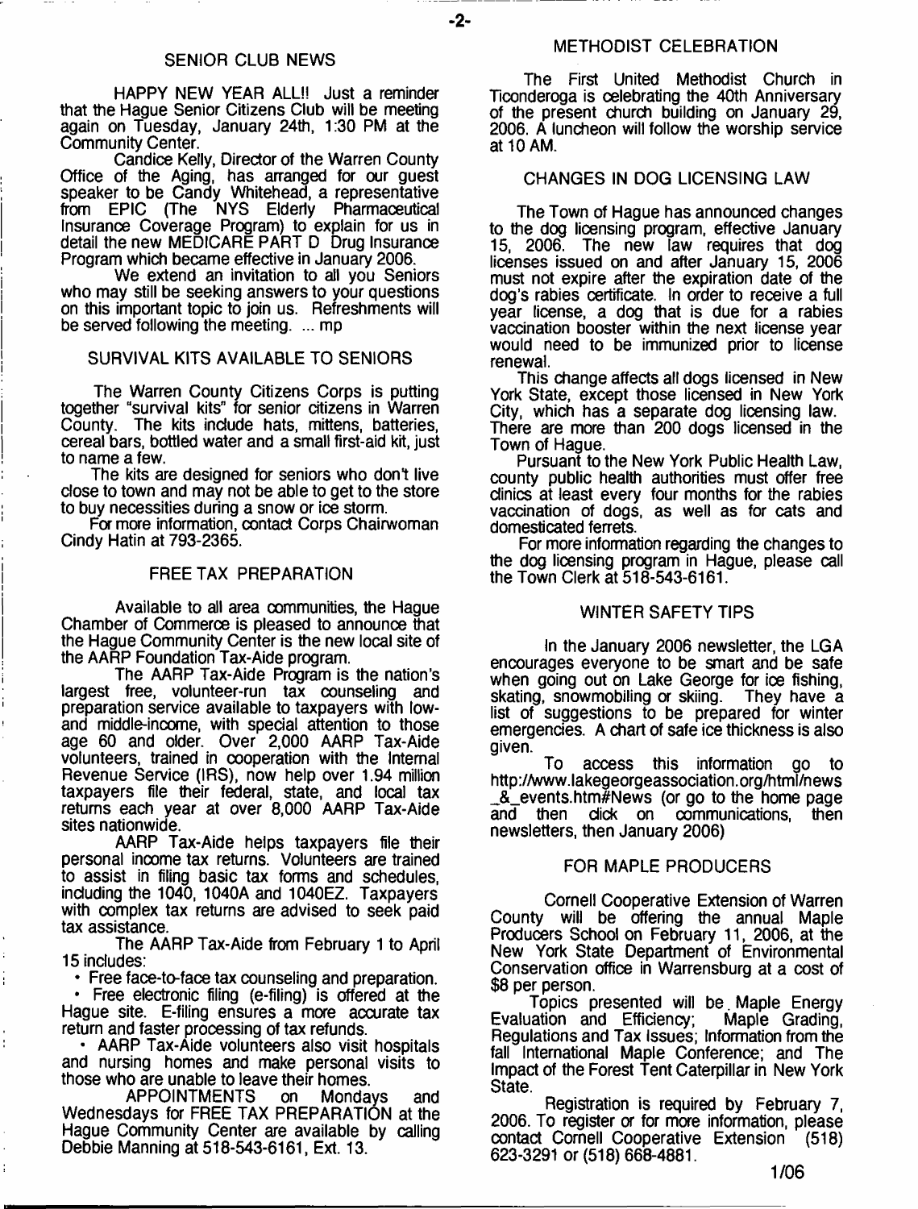## SENIOR CLUB NEWS

HAPPY NEW YEAR ALL!! Just a reminder that the Hague Senior Citizens Club will be meeting again on Tuesday, January 24th, 1:30 PM at the Community Center.

Candice Kelly, Director of the Warren County Office of the Aging, has arranged for our guest speaker to be Candy Whitehead, a representative from EPIC (The NYS Elderly Pharmaceutical Insurance Coverage Program) to explain for us in detail the new MEDICARE PART D Drug Insurance Program which became effective in January 2006.

We extend an invitation to all you Seniors who may still be seeking answers to your questions on this important topic to join us. Refreshments will be served following the meeting. ... mp

## SURVIVAL KITS AVAILABLE TO SENIORS

The Warren County Citizens Corps is putting together "survival kits" for senior citizens in Warren County. The kits include hats, mittens, batteries, cereal bars, bottled water and a small first-aid kit, just to name a few.

The kits are designed for seniors who don't live close to town and may not be able to get to the store to buy necessities during a snow or ice storm.

For more information, contact Corps Chairwoman Cindy Hatin at 793-2365.

## FREE TAX PREPARATION

Available to all area communities, the Hague Chamber of Commerce is pleased to announce that the Hague Community Center is the new local site of the AARP Foundation Tax-Aide program.

The AARP Tax-Aide Program is the nation's largest free, volunteer-run tax counseling and preparation service available to taxpayers with low- and middle-income, with special attention to those age 60 and older. Over 2,000 AARP Tax-Aide volunteers, trained in cooperation with the Internal Revenue Service (IRS), now help over 1.94 million taxpayers file their federal, state, and local tax returns each year at over 8,000 AARP Tax-Aide sites nationwide.

AARP Tax-Aide helps taxpayers file their personal income tax returns. Volunteers are trained to assist in filing basic tax forms and schedules, including the 1040, 1040A and 1040EZ. Taxpayers with complex tax returns are advised to seek paid tax assistance.

The AARP Tax-Aide from February 1 to April 15 includes:

- Free face-to-face tax counseling and preparation.
- Free electronic filing (e-filing) is offered at the Hague site. E-filing ensures a more accurate tax return and faster processing of tax refunds.
- AARP Tax-Aide volunteers also visit hospitals and nursing homes and make personal visits to those who are unable to leave their homes.

APPOINTMENTS on Mondays and Wednesdays for FREE TAX PREPARATION at the Hague Community Center are available by calling Debbie Manning at 518-543-6161, Ext. 13.

## METHODIST CELEBRATION

The First United Methodist Church in Ticonderoga is celebrating the 40th Anniversary of the present church building on January 29, 2006. A luncheon will follow the worship service at 10 AM.

## CHANGES IN DOG LICENSING LAW

The Town of Hague has announced changes to the dog licensing program, effective January 15, 2006. The new law requires that dog licenses issued on and after January 15, 2006 must not expire after the expiration date of the dog's rabies certificate. In order to receive a full year license, a dog that is due for a rabies vaccination booster within the next license year would need to be immunized prior to license renewal.

This change affects all dogs licensed in New York State, except those licensed in New York City, which has a separate dog licensing law. There are more than 200 dogs licensed in the Town of Hague.

Pursuant to the New York Public Health Law, county public health authorities must offer free clinics at least every four months for the rabies vaccination of dogs, as well as for cats and domesticated ferrets.

For more information regarding the changes to the dog licensing program in Hague, please call the Town Clerk at 518-543-6161.

## WINTER SAFETY TIPS

In the January 2006 newsletter, the LGA encourages everyone to be smart and be safe when going out on Lake George for ice fishing, skating, snowmobiling or skiing. They have a list of suggestions to be prepared for winter emergencies. A chart of safe ice thickness is also given.

To access this information go to http://www.lakegeorgeassociation.org/html/news_&_events.htm#News (or go to the home page and then click on communications, then newsletters, then January 2006)

## FOR MAPLE PRODUCERS

Cornell Cooperative Extension of Warren County will be offering the annual Maple Producers School on February 11, 2006, at the New York State Department of Environmental Conservation office in Warrensburg at a cost of $8 per person.

Topics presented will be Maple Energy Evaluation and Efficiency; Maple Grading, Regulations and Tax Issues; Information from the fall International Maple Conference; and The Impact of the Forest Tent Caterpillar in New York State.

Registration is required by February 7, 2006. To register or for more information, please contact Cornell Cooperative Extension (518) 623-3291 or (518) 668-4881.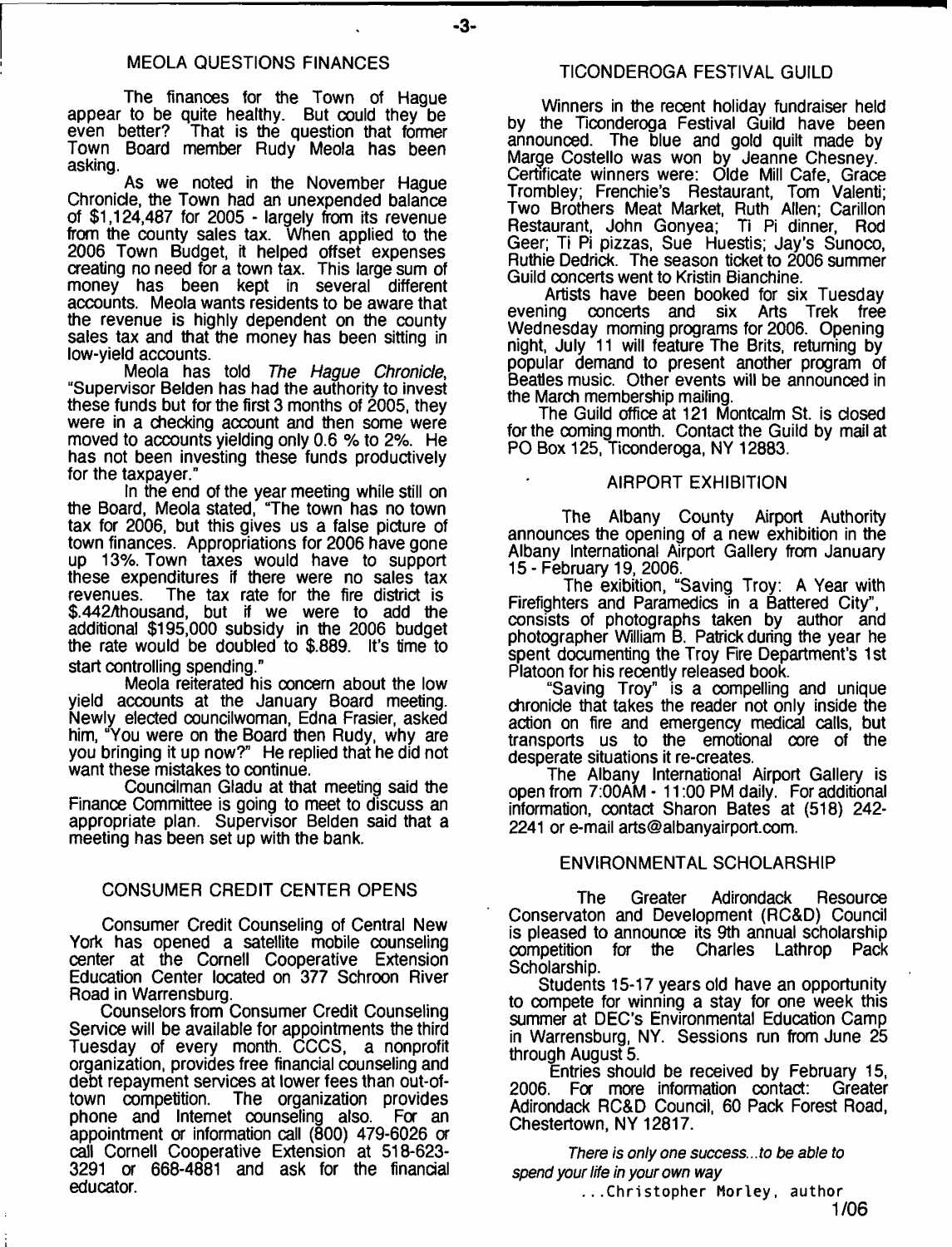## MEOLA QUESTIONS FINANCES

The finances for the Town of Hague appear to be quite healthy. But could they be even better? That is the question that former Town Board member Rudy Meola has been asking.

As we noted in the November Hague Chronicle, the Town had an unexpended balance of $1,124,487 for 2005 - largely from its revenue from the county sales tax. When applied to the 2006 Town Budget, it helped offset expenses creating no need for a town tax. This large sum of money has been kept in several different accounts. Meola wants residents to be aware that the revenue is highly dependent on the county sales tax and that the money has been sitting in low-yield accounts.

Meola has told *The Hague Chronicle*, "Supervisor Belden has had the authority to invest these funds but for the first 3 months of 2005, they were in a checking account and then some were moved to accounts yielding only 0.6 % to 2%. He has not been investing these funds productively for the taxpayer."

In the end of the year meeting while still on the Board, Meola stated, "The town has no town tax for 2006, but this gives us a false picture of town finances. Appropriations for 2006 have gone up 13%. Town taxes would have to support these expenditures if there were no sales tax revenues. The tax rate for the fire district is $.442/thousand, but if we were to add the additional $195,000 subsidy in the 2006 budget the rate would be doubled to $.889. It's time to start controlling spending."

Meola reiterated his concern about the low yield accounts at the January Board meeting. Newly elected councilwoman, Edna Frasier, asked him, "You were on the Board then Rudy, why are you bringing it up now?" He replied that he did not want these mistakes to continue.

Councilman Gladu at that meeting said the Finance Committee is going to meet to discuss an appropriate plan. Supervisor Belden said that a meeting has been set up with the bank.

## CONSUMER CREDIT CENTER OPENS

Consumer Credit Counseling of Central New York has opened a satellite mobile counseling center at the Cornell Cooperative Extension Education Center located on 377 Schroon River Road in Warrensburg.

Counselors from Consumer Credit Counseling Service will be available for appointments the third Tuesday of every month. CCCS, a nonprofit organization, provides free financial counseling and debt repayment services at lower fees than out-of-town competition. The organization provides phone and Internet counseling also. For an appointment or information call (800) 479-6026 or call Cornell Cooperative Extension at 518-623-3291 or 668-4881 and ask for the financial educator.

## TICONDEROGA FESTIVAL GUILD

Winners in the recent holiday fundraiser held by the Ticonderoga Festival Guild have been announced. The blue and gold quilt made by Marge Costello was won by Jeanne Chesney. Certificate winners were: Olde Mill Cafe, Grace Trombley; Frenchie's Restaurant, Tom Valenti; Two Brothers Meat Market, Ruth Allen; Carillon Restaurant, John Gonyea; Ti Pi dinner, Rod Geer; Ti Pi pizzas, Sue Huestis; Jay's Sunoco, Ruthie Dedrick. The season ticket to 2006 summer Guild concerts went to Kristin Bianchine.

Artists have been booked for six Tuesday evening concerts and six Arts Trek free Wednesday morning programs for 2006. Opening night, July 11 will feature The Brits, returning by popular demand to present another program of Beatles music. Other events will be announced in the March membership mailing.

The Guild office at 121 Montcalm St. is closed for the coming month. Contact the Guild by mail at PO Box 125, Ticonderoga, NY 12883.

## AIRPORT EXHIBITION

The Albany County Airport Authority announces the opening of a new exhibition in the Albany International Airport Gallery from January 15 - February 19, 2006.

The exibition, "Saving Troy: A Year with Firefighters and Paramedics in a Battered City", consists of photographs taken by author and photographer William B. Patrick during the year he spent documenting the Troy Fire Department's 1st Platoon for his recently released book.

"Saving Troy" is a compelling and unique chronicle that takes the reader not only inside the action on fire and emergency medical calls, but transports us to the emotional core of the desperate situations it re-creates.

The Albany International Airport Gallery is open from 7:00AM - 11:00 PM daily. For additional information, contact Sharon Bates at (518) 242-2241 or e-mail arts@albanyairport.com.

## ENVIRONMENTAL SCHOLARSHIP

The Greater Adirondack Resource Conservaton and Development (RC&D) Council is pleased to announce its 9th annual scholarship competition for the Charles Lathrop Pack Scholarship.

Students 15-17 years old have an opportunity to compete for winning a stay for one week this summer at DEC's Environmental Education Camp in Warrensburg, NY. Sessions run from June 25 through August 5.

Entries should be received by February 15, 2006. For more information contact: Greater Adirondack RC&D Council, 60 Pack Forest Road, Chestertown, NY 12817.

*There is only one success...to be able to spend your life in your own way*

...Christopher Morley, author

1/06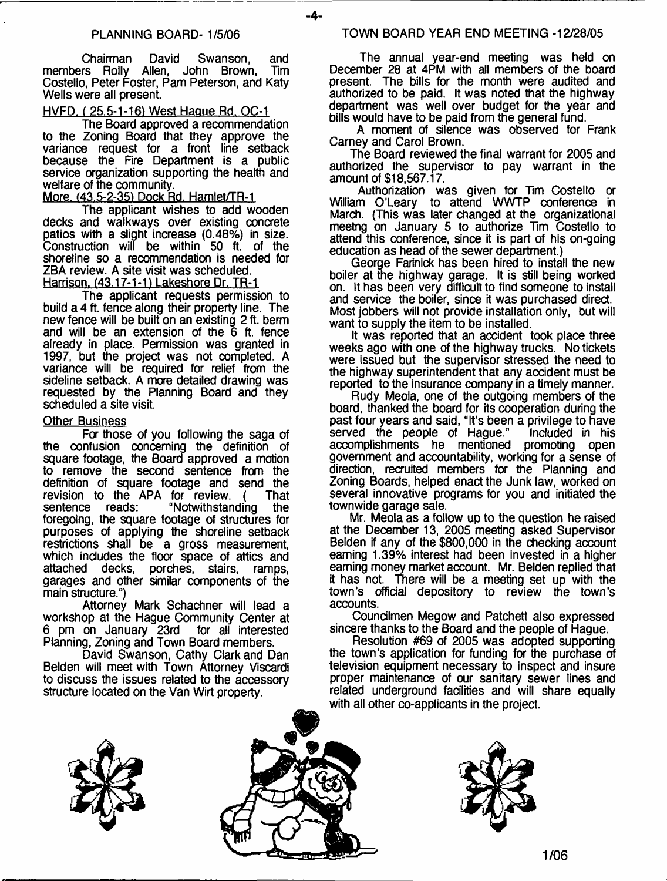## PLANNING BOARD- 1/5/06

Chairman David Swanson, and members Rolly Allen, John Brown, Tim Costello, Peter Foster, Pam Peterson, and Katy Wells were all present.

HVFD. (25.5-1-16) West Hague Rd. OC-1

The Board approved a recommendation to the Zoning Board that they approve the variance request for a front line setback because the Fire Department is a public service organization supporting the health and welfare of the community.

More. (43.5-2-35) Dock Rd. Hamlet/TR-1

The applicant wishes to add wooden decks and walkways over existing concrete patios with a slight increase (0.48%) in size. Construction will be within 50 ft. of the shoreline so a recommendation is needed for ZBA review. A site visit was scheduled.

Harrison. (43.17-1-1) Lakeshore Dr. TR-1

The applicant requests permission to build a 4 ft. fence along their property line. The new fence will be built on an existing 2 ft. berm and will be an extension of the 6 ft. fence already in place. Permission was granted in 1997, but the project was not completed. A variance will be required for relief from the sideline setback. A more detailed drawing was requested by the Planning Board and they scheduled a site visit.

Other Business

For those of you following the saga of the confusion concerning the definition of square footage, the Board approved a motion to remove the second sentence from the definition of square footage and send the revision to the APA for review. ( That sentence reads: "Notwithstanding the foregoing, the square footage of structures for purposes of applying the shoreline setback restrictions shall be a gross measurement, which includes the floor space of attics and attached decks, porches, stairs, ramps, garages and other similar components of the main structure.")

Attorney Mark Schachner will lead a workshop at the Hague Community Center at 6 pm on January 23rd for all interested Planning, Zoning and Town Board members.

David Swanson, Cathy Clark and Dan Belden will meet with Town Attorney Viscardi to discuss the issues related to the accessory structure located on the Van Wirt property.

## TOWN BOARD YEAR END MEETING -12/28/05

The annual year-end meeting was held on December 28 at 4PM with all members of the board present. The bills for the month were audited and authorized to be paid. It was noted that the highway department was well over budget for the year and bills would have to be paid from the general fund.

A moment of silence was observed for Frank Carney and Carol Brown.

The Board reviewed the final warrant for 2005 and authorized the supervisor to pay warrant in the amount of $18,567.17.

Authorization was given for Tim Costello or William O'Leary to attend WWTP conference in March. (This was later changed at the organizational meetng on January 5 to authorize Tim Costello to attend this conference, since it is part of his on-going education as head of the sewer department.)

George Farinick has been hired to install the new boiler at the highway garage. It is still being worked on. It has been very difficult to find someone to install and service the boiler, since it was purchased direct. Most jobbers will not provide installation only, but will want to supply the item to be installed.

It was reported that an accident took place three weeks ago with one of the highway trucks. No tickets were issued but the supervisor stressed the need to the highway superintendent that any accident must be reported to the insurance company in a timely manner.

Rudy Meola, one of the outgoing members of the board, thanked the board for its cooperation during the past four years and said, "It's been a privilege to have served the people of Hague." Included in his accomplishments he mentioned promoting open government and accountability, working for a sense of direction, recruited members for the Planning and Zoning Boards, helped enact the Junk law, worked on several innovative programs for you and initiated the townwide garage sale.

Mr. Meola as a follow up to the question he raised at the December 13, 2005 meeting asked Supervisor Belden if any of the $800,000 in the checking account earning 1.39% interest had been invested in a higher earning money market account. Mr. Belden replied that it has not. There will be a meeting set up with the town's official depository to review the town's accounts.

Councilmen Megow and Patchett also expressed sincere thanks to the Board and the people of Hague.

Resolution #69 of 2005 was adopted supporting the town's application for funding for the purchase of television equipment necessary to inspect and insure proper maintenance of our sanitary sewer lines and related underground facilities and will share equally with all other co-applicants in the project.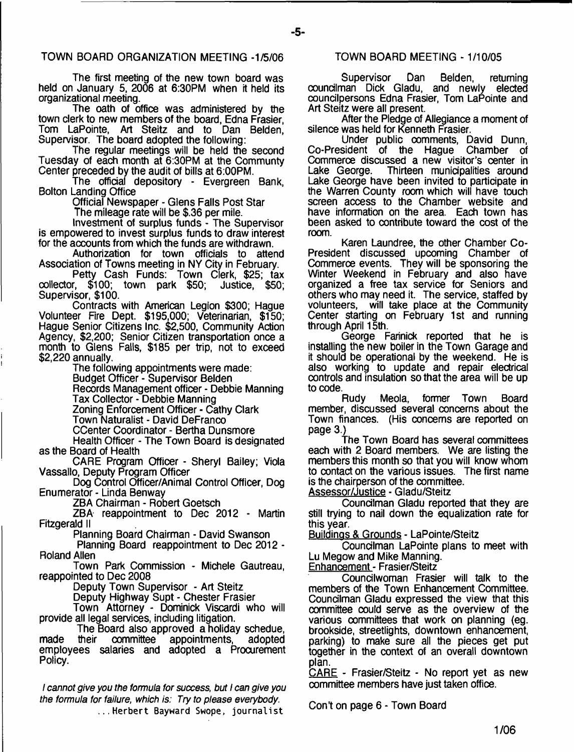## TOWN BOARD ORGANIZATION MEETING -1/5/06

The first meeting of the new town board was held on January 5, 2006 at 6:30PM when it held its organizational meeting.

The oath of office was administered by the town clerk to new members of the board, Edna Frasier, Tom LaPointe, Art Steitz and to Dan Belden, Supervisor. The board adopted the following:

The regular meetings will be held the second Tuesday of each month at 6:30PM at the Communty Center preceded by the audit of bills at 6:00PM.

The official depository - Evergreen Bank, Bolton Landing Office

Official Newspaper - Glens Falls Post Star

The mileage rate will be $.36 per mile.

Investment of surplus funds - The Supervisor is empowered to invest surplus funds to draw interest for the accounts from which the funds are withdrawn.

Authorization for town officials to attend Association of Towns meeting in NY City in February.

Petty Cash Funds: Town Clerk, $25; tax collector, $100; town park $50; Justice, $50; Supervisor, $100.

Contracts with American Legion $300; Hague Volunteer Fire Dept. $195,000; Veterinarian, $150; Hague Senior Citizens Inc. $2,500, Community Action Agency, $2,200; Senior Citizen transportation once a month to Glens Falls, $185 per trip, not to exceed $2,220 annually.

The following appointments were made:

Budget Officer - Supervisor Belden
Records Management officer - Debbie Manning
Tax Collector - Debbie Manning
Zoning Enforcement Officer - Cathy Clark
Town Naturalist - David DeFranco
CCenter Coordinator - Bertha Dunsmore
Health Officer - The Town Board is designated as the Board of Health
CARE Program Officer - Sheryl Bailey; Viola Vassallo, Deputy Program Officer
Dog Control Officer/Animal Control Officer, Dog Enumerator - Linda Benway
ZBA Chairman - Robert Goetsch
ZBA reappointment to Dec 2012 - Martin Fitzgerald II
Planning Board Chairman - David Swanson
Planning Board reappointment to Dec 2012 - Roland Allen
Town Park Commission - Michele Gautreau, reappointed to Dec 2008
Deputy Town Supervisor - Art Steitz
Deputy Highway Supt - Chester Frasier
Town Attorney - Dominick Viscardi who will provide all legal services, including litigation.

The Board also approved a holiday schedue, made their committee appointments, adopted employees salaries and adopted a Procurement Policy.

*I cannot give you the formula for success, but I can give you the formula for failure, which is: Try to please everybody.*
...Herbert Bayward Swope, journalist

## TOWN BOARD MEETING - 1/10/05

Supervisor Dan Belden, returning councilman Dick Gladu, and newly elected councilpersons Edna Frasier, Tom LaPointe and Art Steitz were all present.

After the Pledge of Allegiance a moment of silence was held for Kenneth Frasier.

Under public comments, David Dunn, Co-President of the Hague Chamber of Commerce discussed a new visitor's center in Lake George. Thirteen municipalities around Lake George have been invited to participate in the Warren County room which will have touch screen access to the Chamber website and have information on the area. Each town has been asked to contribute toward the cost of the room.

Karen Laundree, the other Chamber Co-President discussed upcoming Chamber of Commerce events. They will be sponsoring the Winter Weekend in February and also have organized a free tax service for Seniors and others who may need it. The service, staffed by volunteers, will take place at the Community Center starting on February 1st and running through April 15th.

George Farinick reported that he is installing the new boiler in the Town Garage and it should be operational by the weekend. He is also working to update and repair electrical controls and insulation so that the area will be up to code.

Rudy Meola, former Town Board member, discussed several concerns about the Town finances. (His concerns are reported on page 3.)

The Town Board has several committees each with 2 Board members. We are listing the members this month so that you will know whom to contact on the various issues. The first name is the chairperson of the committee.

Assessor/Justice - Gladu/Steitz

Councilman Gladu reported that they are still trying to nail down the equalization rate for this year.

Buildings & Grounds - LaPointe/Steitz

Councilman LaPointe plans to meet with Lu Megow and Mike Manning.

Enhancement - Frasier/Steitz

Councilwoman Frasier will talk to the members of the Town Enhancement Committee. Councilman Gladu expressed the view that this committee could serve as the overview of the various committees that work on planning (eg. brookside, streetlights, downtown enhancement, parking) to make sure all the pieces get put together in the context of an overall downtown plan.

CARE - Frasier/Steitz - No report yet as new committee members have just taken office.

Con't on page 6 - Town Board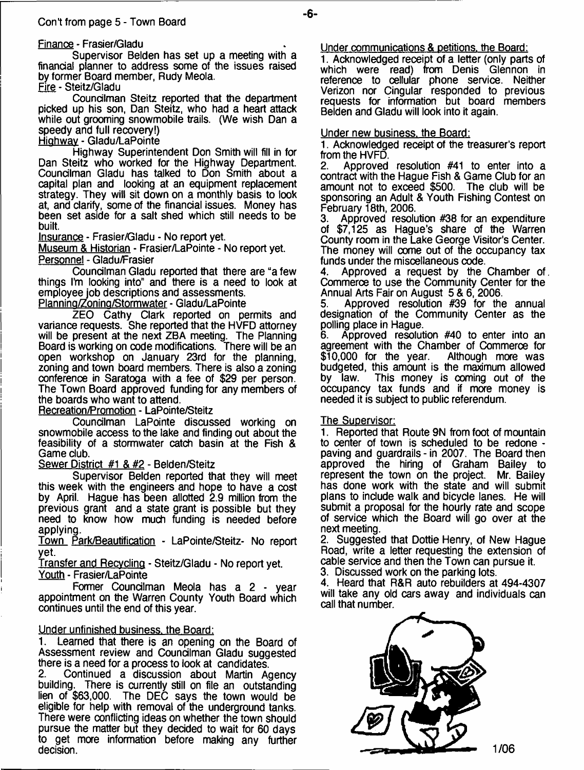Con't from page 5 - Town Board

Finance - Frasier/Gladu

Supervisor Belden has set up a meeting with a financial planner to address some of the issues raised by former Board member, Rudy Meola.

Fire - Steitz/Gladu

Councilman Steitz reported that the department picked up his son, Dan Steitz, who had a heart attack while out grooming snowmobile trails. (We wish Dan a speedy and full recovery!)

Highway - Gladu/LaPointe

Highway Superintendent Don Smith will fill in for Dan Steitz who worked for the Highway Department. Councilman Gladu has talked to Don Smith about a capital plan and looking at an equipment replacement strategy. They will sit down on a monthly basis to look at, and clarify, some of the financial issues. Money has been set aside for a salt shed which still needs to be built.

Insurance - Frasier/Gladu - No report yet.

Museum & Historian - Frasier/LaPointe - No report yet.

Personnel - Gladu/Frasier

Councilman Gladu reported that there are "a few things I'm looking into" and there is a need to look at employee job descriptions and assessments.

Planning/Zoning/Stormwater - Gladu/LaPointe

ZEO Cathy Clark reported on permits and variance requests. She reported that the HVFD attorney will be present at the next ZBA meeting. The Planning Board is working on code modifications. There will be an open workshop on January 23rd for the planning, zoning and town board members. There is also a zoning conference in Saratoga with a fee of $29 per person. The Town Board approved funding for any members of the boards who want to attend.

Recreation/Promotion - LaPointe/Steitz

Councilman LaPointe discussed working on snowmobile access to the lake and finding out about the feasibility of a stormwater catch basin at the Fish & Game club.

Sewer District #1 & #2 - Belden/Steitz

Supervisor Belden reported that they will meet this week with the engineers and hope to have a cost by April. Hague has been allotted 2.9 million from the previous grant and a state grant is possible but they need to know how much funding is needed before applying.

Town Park/Beautification - LaPointe/Steitz- No report yet.

Transfer and Recycling - Steitz/Gladu - No report yet.

Youth - Frasier/LaPointe

Former Councilman Meola has a 2 - year appointment on the Warren County Youth Board which continues until the end of this year.

Under unfinished business, the Board:

1. Learned that there is an opening on the Board of Assessment review and Councilman Gladu suggested there is a need for a process to look at candidates.
2. Continued a discussion about Martin Agency building. There is currently still on file an outstanding lien of $63,000. The DEC says the town would be eligible for help with removal of the underground tanks. There were conflicting ideas on whether the town should pursue the matter but they decided to wait for 60 days to get more information before making any further decision.

Under communications & petitions, the Board:

1. Acknowledged receipt of a letter (only parts of which were read) from Denis Glennon in reference to cellular phone service. Neither Verizon nor Cingular responded to previous requests for information but board members Belden and Gladu will look into it again.

Under new business, the Board:

1. Acknowledged receipt of the treasurer's report from the HVFD.
2. Approved resolution #41 to enter into a contract with the Hague Fish & Game Club for an amount not to exceed $500. The club will be sponsoring an Adult & Youth Fishing Contest on February 18th, 2006.
3. Approved resolution #38 for an expenditure of $7,125 as Hague's share of the Warren County room in the Lake George Visitor's Center. The money will come out of the occupancy tax funds under the miscellaneous code.
4. Approved a request by the Chamber of Commerce to use the Community Center for the Annual Arts Fair on August 5 & 6, 2006.
5. Approved resolution #39 for the annual designation of the Community Center as the polling place in Hague.
6. Approved resolution #40 to enter into an agreement with the Chamber of Commerce for $10,000 for the year. Although more was budgeted, this amount is the maximum allowed by law. This money is coming out of the occupancy tax funds and if more money is needed it is subject to public referendum.

The Supervisor:

1. Reported that Route 9N from foot of mountain to center of town is scheduled to be redone - paving and guardrails - in 2007. The Board then approved the hiring of Graham Bailey to represent the town on the project. Mr. Bailey has done work with the state and will submit plans to include walk and bicycle lanes. He will submit a proposal for the hourly rate and scope of service which the Board will go over at the next meeting.
2. Suggested that Dottie Henry, of New Hague Road, write a letter requesting the extension of cable service and then the Town can pursue it.
3. Discussed work on the parking lots.
4. Heard that R&R auto rebuilders at 494-4307 will take any old cars away and individuals can call that number.

1/06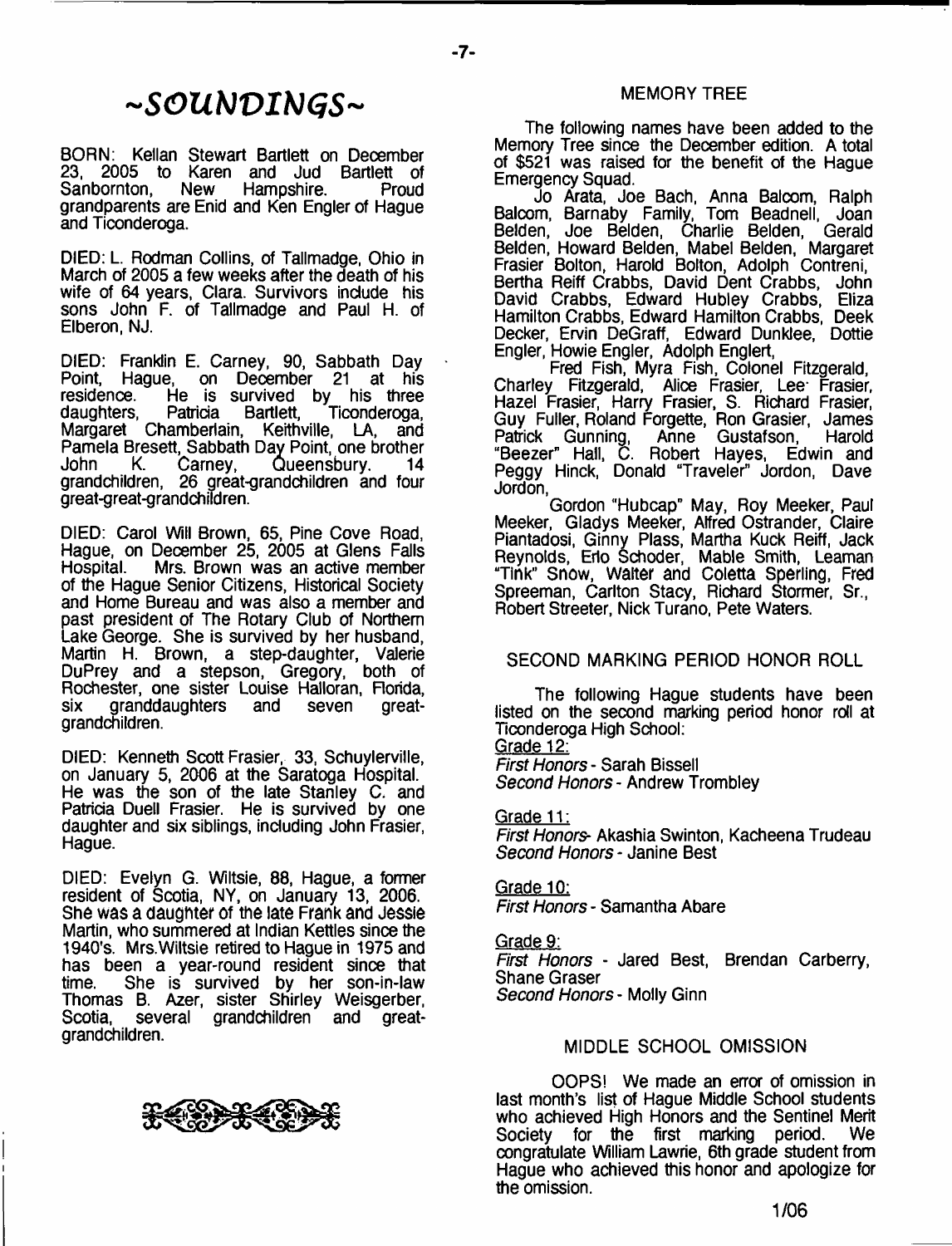# ~SOUNDINGS~

BORN: Kellan Stewart Bartlett on December 23, 2005 to Karen and Jud Bartlett of Sanbornton, New Hampshire. Proud grandparents are Enid and Ken Engler of Hague and Ticonderoga.

DIED: L. Rodman Collins, of Tallmadge, Ohio in March of 2005 a few weeks after the death of his wife of 64 years, Clara. Survivors include his sons John F. of Tallmadge and Paul H. of Elberon, NJ.

DIED: Franklin E. Carney, 90, Sabbath Day Point, Hague, on December 21 at his residence. He is survived by his three daughters, Patricia Bartlett, Ticonderoga, Margaret Chamberlain, Keithville, LA, and Pamela Bresett, Sabbath Day Point, one brother John K. Carney, Queensbury. 14 grandchildren, 26 great-grandchildren and four great-great-grandchildren.

DIED: Carol Will Brown, 65, Pine Cove Road, Hague, on December 25, 2005 at Glens Falls Hospital. Mrs. Brown was an active member of the Hague Senior Citizens, Historical Society and Home Bureau and was also a member and past president of The Rotary Club of Northern Lake George. She is survived by her husband, Martin H. Brown, a step-daughter, Valerie DuPrey and a stepson, Gregory, both of Rochester, one sister Louise Halloran, Florida, six granddaughters and seven great-grandchildren.

DIED: Kenneth Scott Frasier, 33, Schuylerville, on January 5, 2006 at the Saratoga Hospital. He was the son of the late Stanley C. and Patricia Duell Frasier. He is survived by one daughter and six siblings, including John Frasier, Hague.

DIED: Evelyn G. Wiltsie, 88, Hague, a former resident of Scotia, NY, on January 13, 2006. She was a daughter of the late Frank and Jessie Martin, who summered at Indian Kettles since the 1940's. Mrs.Wiltsie retired to Hague in 1975 and has been a year-round resident since that time. She is survived by her son-in-law Thomas B. Azer, sister Shirley Weisgerber, Scotia, several grandchildren and great-grandchildren.

## MEMORY TREE

The following names have been added to the Memory Tree since the December edition. A total of $521 was raised for the benefit of the Hague Emergency Squad.

Jo Arata, Joe Bach, Anna Balcom, Ralph Balcom, Barnaby Family, Tom Beadnell, Joan Belden, Joe Belden, Charlie Belden, Gerald Belden, Howard Belden, Mabel Belden, Margaret Frasier Bolton, Harold Bolton, Adolph Contreni, Bertha Reiff Crabbs, David Dent Crabbs, John David Crabbs, Edward Hubley Crabbs, Eliza Hamilton Crabbs, Edward Hamilton Crabbs, Deek Decker, Ervin DeGraff, Edward Dunklee, Dottie Engler, Howie Engler, Adolph Englert,

Fred Fish, Myra Fish, Colonel Fitzgerald, Charley Fitzgerald, Alice Frasier, Lee Frasier, Hazel Frasier, Harry Frasier, S. Richard Frasier, Guy Fuller, Roland Forgette, Ron Grasier, James Patrick Gunning, Anne Gustafson, Harold "Beezer" Hall, C. Robert Hayes, Edwin and Peggy Hinck, Donald "Traveler" Jordon, Dave Jordon,

Gordon "Hubcap" May, Roy Meeker, Paul Meeker, Gladys Meeker, Alfred Ostrander, Claire Piantadosi, Ginny Plass, Martha Kuck Reiff, Jack Reynolds, Erlo Schoder, Mable Smith, Leaman "Tink" Snow, Walter and Coletta Sperling, Fred Spreeman, Carlton Stacy, Richard Stormer, Sr., Robert Streeter, Nick Turano, Pete Waters.

## SECOND MARKING PERIOD HONOR ROLL

The following Hague students have been listed on the second marking period honor roll at Ticonderoga High School:

Grade 12:
*First Honors* - Sarah Bissell
*Second Honors* - Andrew Trombley

Grade 11:
*First Honors*- Akashia Swinton, Kacheena Trudeau
*Second Honors* - Janine Best

Grade 10:
*First Honors* - Samantha Abare

Grade 9:
*First Honors* - Jared Best, Brendan Carberry, Shane Graser
*Second Honors* - Molly Ginn

## MIDDLE SCHOOL OMISSION

OOPS! We made an error of omission in last month's list of Hague Middle School students who achieved High Honors and the Sentinel Merit Society for the first marking period. We congratulate William Lawrie, 6th grade student from Hague who achieved this honor and apologize for the omission.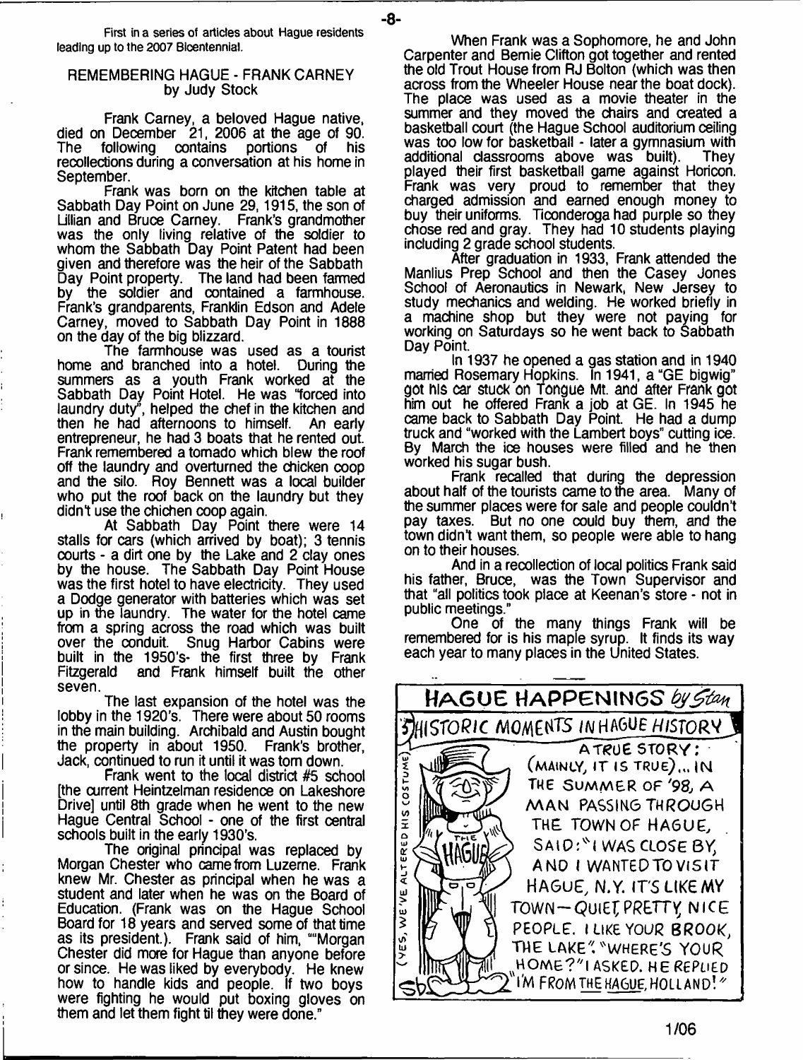First in a series of articles about Hague residents leading up to the 2007 Bicentennial.

## REMEMBERING HAGUE - FRANK CARNEY
by Judy Stock

Frank Carney, a beloved Hague native, died on December 21, 2006 at the age of 90. The following contains portions of his recollections during a conversation at his home in September.

Frank was born on the kitchen table at Sabbath Day Point on June 29, 1915, the son of Lillian and Bruce Carney. Frank's grandmother was the only living relative of the soldier to whom the Sabbath Day Point Patent had been given and therefore was the heir of the Sabbath Day Point property. The land had been farmed by the soldier and contained a farmhouse. Frank's grandparents, Franklin Edson and Adele Carney, moved to Sabbath Day Point in 1888 on the day of the big blizzard.

The farmhouse was used as a tourist home and branched into a hotel. During the summers as a youth Frank worked at the Sabbath Day Point Hotel. He was "forced into laundry duty", helped the chef in the kitchen and then he had afternoons to himself. An early entrepreneur, he had 3 boats that he rented out. Frank remembered a tornado which blew the roof off the laundry and overturned the chicken coop and the silo. Roy Bennett was a local builder who put the roof back on the laundry but they didn't use the chichen coop again.

At Sabbath Day Point there were 14 stalls for cars (which arrived by boat); 3 tennis courts - a dirt one by the Lake and 2 clay ones by the house. The Sabbath Day Point House was the first hotel to have electricity. They used a Dodge generator with batteries which was set up in the laundry. The water for the hotel came from a spring across the road which was built over the conduit. Snug Harbor Cabins were built in the 1950's- the first three by Frank Fitzgerald and Frank himself built the other seven.

The last expansion of the hotel was the lobby in the 1920's. There were about 50 rooms in the main building. Archibald and Austin bought the property in about 1950. Frank's brother, Jack, continued to run it until it was torn down.

Frank went to the local district #5 school [the current Heintzelman residence on Lakeshore Drive] until 8th grade when he went to the new Hague Central School - one of the first central schools built in the early 1930's.

The original principal was replaced by Morgan Chester who came from Luzerne. Frank knew Mr. Chester as principal when he was a student and later when he was on the Board of Education. (Frank was on the Hague School Board for 18 years and served some of that time as its president.). Frank said of him, ""Morgan Chester did more for Hague than anyone before or since. He was liked by everybody. He knew how to handle kids and people. If two boys were fighting he would put boxing gloves on them and let them fight til they were done."

When Frank was a Sophomore, he and John Carpenter and Bernie Clifton got together and rented the old Trout House from RJ Bolton (which was then across from the Wheeler House near the boat dock). The place was used as a movie theater in the summer and they moved the chairs and created a basketball court (the Hague School auditorium ceiling was too low for basketball - later a gymnasium with additional classrooms above was built). They played their first basketball game against Horicon. Frank was very proud to remember that they charged admission and earned enough money to buy their uniforms. Ticonderoga had purple so they chose red and gray. They had 10 students playing including 2 grade school students.

After graduation in 1933, Frank attended the Manlius Prep School and then the Casey Jones School of Aeronautics in Newark, New Jersey to study mechanics and welding. He worked briefly in a machine shop but they were not paying for working on Saturdays so he went back to Sabbath Day Point.

In 1937 he opened a gas station and in 1940 married Rosemary Hopkins. In 1941, a "GE bigwig" got his car stuck on Tongue Mt. and after Frank got him out he offered Frank a job at GE. In 1945 he came back to Sabbath Day Point. He had a dump truck and "worked with the Lambert boys" cutting ice. By March the ice houses were filled and he then worked his sugar bush.

Frank recalled that during the depression about half of the tourists came to the area. Many of the summer places were for sale and people couldn't pay taxes. But no one could buy them, and the town didn't want them, so people were able to hang on to their houses.

And in a recollection of local politics Frank said his father, Bruce, was the Town Supervisor and that "all politics took place at Keenan's store - not in public meetings."

One of the many things Frank will be remembered for is his maple syrup. It finds its way each year to many places in the United States.

**HAGUE HAPPENINGS** *by Stan*

**HISTORIC MOMENTS IN HAGUE HISTORY**

A TRUE STORY: (MAINLY, IT IS TRUE)... IN THE SUMMER OF '98, A MAN PASSING THROUGH THE TOWN OF HAGUE, SAID: "I WAS CLOSE BY, AND I WANTED TO VISIT HAGUE, N.Y. IT'S LIKE MY TOWN—QUIET, PRETTY, NICE PEOPLE. I LIKE YOUR BROOK, THE LAKE". "WHERE'S YOUR HOME?" I ASKED. HE REPLIED "I'M FROM THE HAGUE, HOLLAND!"

(YES, WE'VE ALTERED HIS COSTUME)

1/06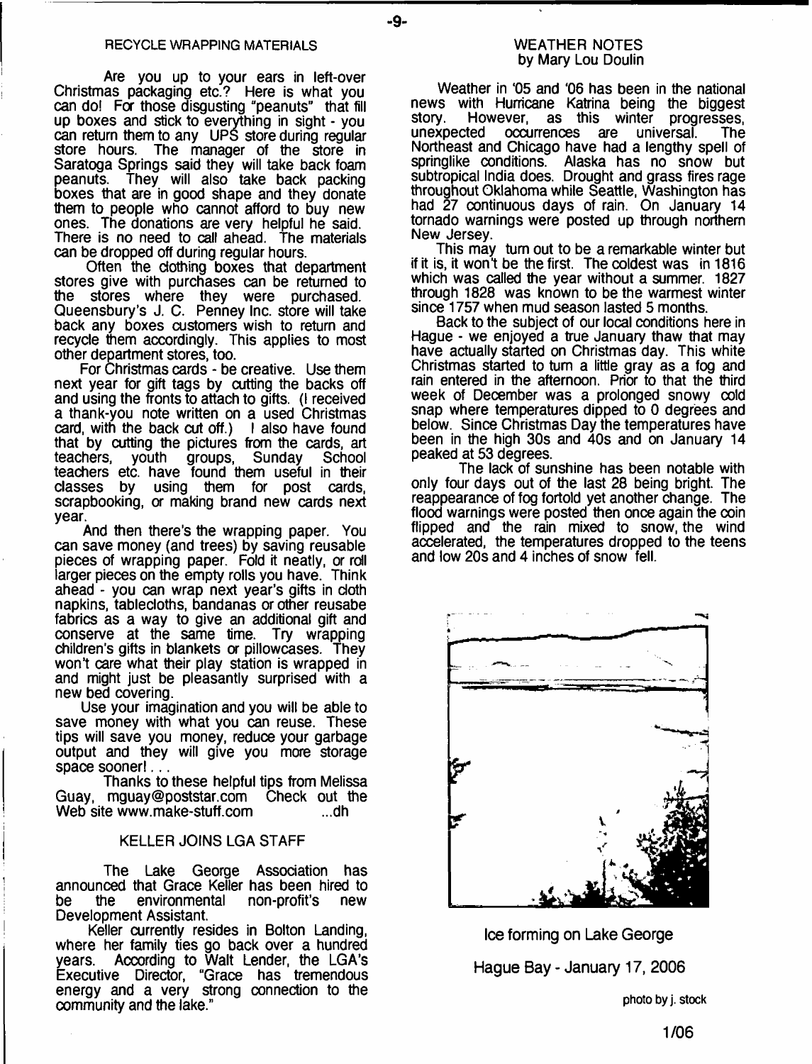## RECYCLE WRAPPING MATERIALS

Are you up to your ears in left-over Christmas packaging etc.? Here is what you can do! For those disgusting "peanuts" that fill up boxes and stick to everything in sight - you can return them to any UPS store during regular store hours. The manager of the store in Saratoga Springs said they will take back foam peanuts. They will also take back packing boxes that are in good shape and they donate them to people who cannot afford to buy new ones. The donations are very helpful he said. There is no need to call ahead. The materials can be dropped off during regular hours.

Often the clothing boxes that department stores give with purchases can be returned to the stores where they were purchased. Queensbury's J. C. Penney Inc. store will take back any boxes customers wish to return and recycle them accordingly. This applies to most other department stores, too.

For Christmas cards - be creative. Use them next year for gift tags by cutting the backs off and using the fronts to attach to gifts. (I received a thank-you note written on a used Christmas card, with the back cut off.) I also have found that by cutting the pictures from the cards, art teachers, youth groups, Sunday School teachers etc. have found them useful in their classes by using them for post cards, scrapbooking, or making brand new cards next year.

And then there's the wrapping paper. You can save money (and trees) by saving reusable pieces of wrapping paper. Fold it neatly, or roll larger pieces on the empty rolls you have. Think ahead - you can wrap next year's gifts in cloth napkins, tablecloths, bandanas or other reusabe fabrics as a way to give an additional gift and conserve at the same time. Try wrapping children's gifts in blankets or pillowcases. They won't care what their play station is wrapped in and might just be pleasantly surprised with a new bed covering.

Use your imagination and you will be able to save money with what you can reuse. These tips will save you money, reduce your garbage output and they will give you more storage space sooner! . . .

Thanks to these helpful tips from Melissa Guay, mguay@poststar.com Check out the Web site www.make-stuff.com ...dh

## KELLER JOINS LGA STAFF

The Lake George Association has announced that Grace Keller has been hired to be the environmental non-profit's new Development Assistant.

Keller currently resides in Bolton Landing, where her family ties go back over a hundred years. According to Walt Lender, the LGA's Executive Director, "Grace has tremendous energy and a very strong connection to the community and the lake."

## WEATHER NOTES
by Mary Lou Doulin

Weather in '05 and '06 has been in the national news with Hurricane Katrina being the biggest story. However, as this winter progresses, unexpected occurrences are universal. The Northeast and Chicago have had a lengthy spell of springlike conditions. Alaska has no snow but subtropical India does. Drought and grass fires rage throughout Oklahoma while Seattle, Washington has had 27 continuous days of rain. On January 14 tornado warnings were posted up through northern New Jersey.

This may turn out to be a remarkable winter but if it is, it won't be the first. The coldest was in 1816 which was called the year without a summer. 1827 through 1828 was known to be the warmest winter since 1757 when mud season lasted 5 months.

Back to the subject of our local conditions here in Hague - we enjoyed a true January thaw that may have actually started on Christmas day. This white Christmas started to turn a little gray as a fog and rain entered in the afternoon. Prior to that the third week of December was a prolonged snowy cold snap where temperatures dipped to 0 degrees and below. Since Christmas Day the temperatures have been in the high 30s and 40s and on January 14 peaked at 53 degrees.

The lack of sunshine has been notable with only four days out of the last 28 being bright. The reappearance of fog fortold yet another change. The flood warnings were posted then once again the coin flipped and the rain mixed to snow, the wind accelerated, the temperatures dropped to the teens and low 20s and 4 inches of snow fell.

Ice forming on Lake George

Hague Bay - January 17, 2006

photo by j. stock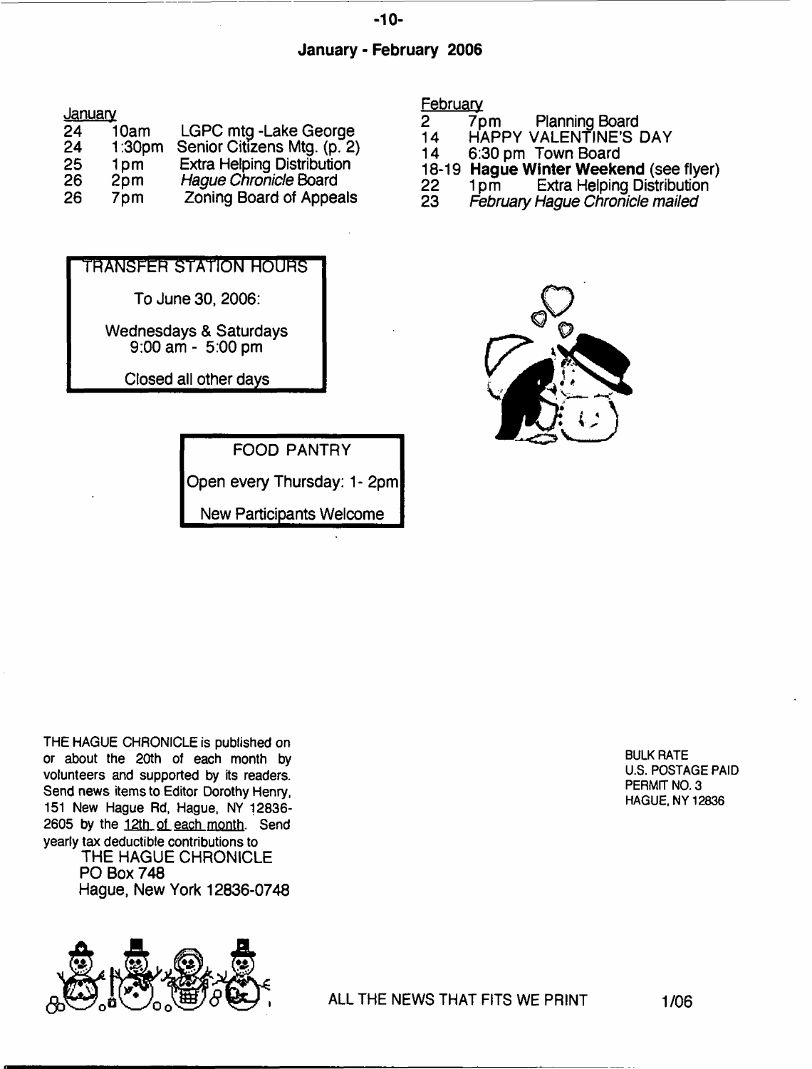## January - February 2006

**January**

| | | |
|---|---|---|
| 24 | 10am | LGPC mtg -Lake George |
| 24 | 1:30pm | Senior Citizens Mtg. (p. 2) |
| 25 | 1pm | Extra Helping Distribution |
| 26 | 2pm | *Hague Chronicle* Board |
| 26 | 7pm | Zoning Board of Appeals |

**February**

| | | |
|---|---|---|
| 2 | 7pm | Planning Board |
| 14 | | HAPPY VALENTINE'S DAY |
| 14 | 6:30 pm | Town Board |
| 18-19 | | **Hague Winter Weekend** (see flyer) |
| 22 | 1pm | Extra Helping Distribution |
| 23 | | *February Hague Chronicle mailed* |

**TRANSFER STATION HOURS**

To June 30, 2006:

Wednesdays & Saturdays
9:00 am - 5:00 pm

Closed all other days

**FOOD PANTRY**

Open every Thursday: 1- 2pm

New Participants Welcome

THE HAGUE CHRONICLE is published on or about the 20th of each month by volunteers and supported by its readers. Send news items to Editor Dorothy Henry, 151 New Hague Rd, Hague, NY 12836-2605 by the 12th of each month. Send yearly tax deductible contributions to

THE HAGUE CHRONICLE
PO Box 748
Hague, New York 12836-0748

BULK RATE
U.S. POSTAGE PAID
PERMIT NO. 3
HAGUE, NY 12836

ALL THE NEWS THAT FITS WE PRINT 1/06